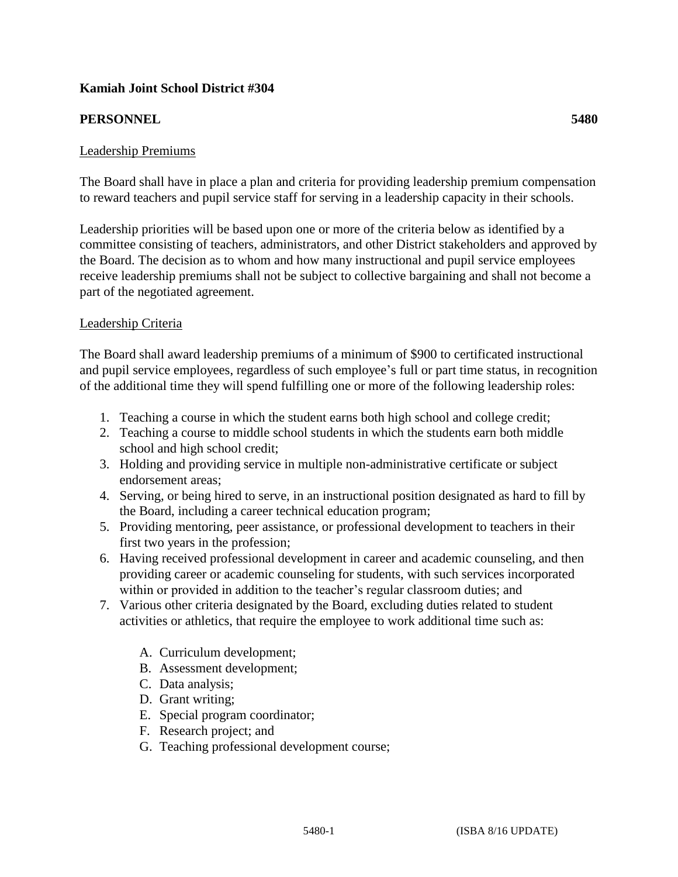**Kamiah Joint School District #304**

**PERSONNEL 5480**

Leadership Premiums

The Board shall have in place a plan and criteria for providing leadership premium compensation to reward teachers and pupil service staff for serving in a leadership capacity in their schools.

Leadership priorities will be based upon one or more of the criteria below as identified by a committee consisting of teachers, administrators, and other District stakeholders and approved by the Board. The decision as to whom and how many instructional and pupil service employees receive leadership premiums shall not be subject to collective bargaining and shall not become a part of the negotiated agreement.

Leadership Criteria

The Board shall award leadership premiums of a minimum of $900 to certificated instructional and pupil service employees, regardless of such employee's full or part time status, in recognition of the additional time they will spend fulfilling one or more of the following leadership roles:

1. Teaching a course in which the student earns both high school and college credit;
2. Teaching a course to middle school students in which the students earn both middle school and high school credit;
3. Holding and providing service in multiple non-administrative certificate or subject endorsement areas;
4. Serving, or being hired to serve, in an instructional position designated as hard to fill by the Board, including a career technical education program;
5. Providing mentoring, peer assistance, or professional development to teachers in their first two years in the profession;
6. Having received professional development in career and academic counseling, and then providing career or academic counseling for students, with such services incorporated within or provided in addition to the teacher's regular classroom duties; and
7. Various other criteria designated by the Board, excluding duties related to student activities or athletics, that require the employee to work additional time such as:

    A. Curriculum development;
    B. Assessment development;
    C. Data analysis;
    D. Grant writing;
    E. Special program coordinator;
    F. Research project; and
    G. Teaching professional development course;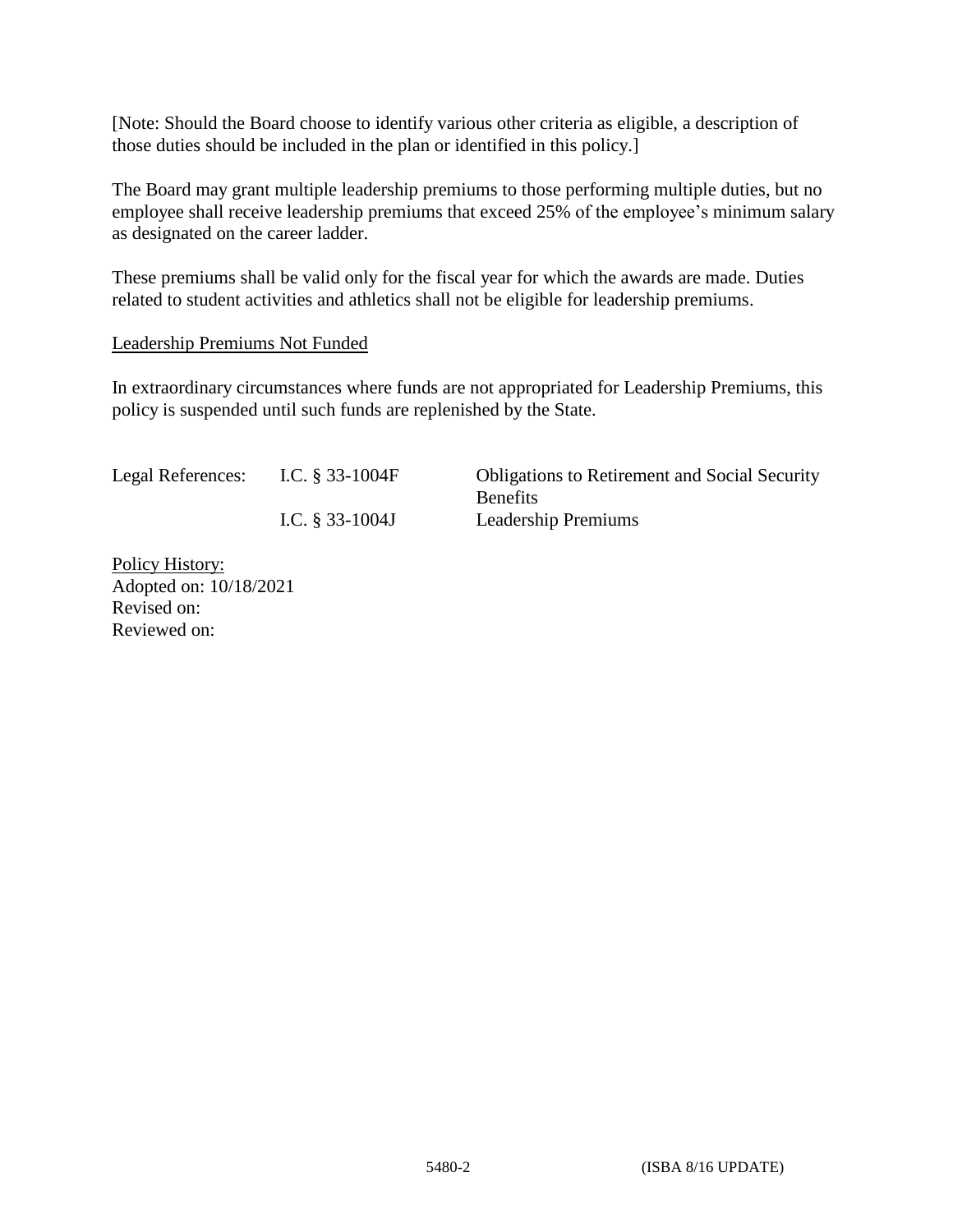[Note: Should the Board choose to identify various other criteria as eligible, a description of those duties should be included in the plan or identified in this policy.]

The Board may grant multiple leadership premiums to those performing multiple duties, but no employee shall receive leadership premiums that exceed 25% of the employee's minimum salary as designated on the career ladder.

These premiums shall be valid only for the fiscal year for which the awards are made. Duties related to student activities and athletics shall not be eligible for leadership premiums.

Leadership Premiums Not Funded

In extraordinary circumstances where funds are not appropriated for Leadership Premiums, this policy is suspended until such funds are replenished by the State.

| | | |
|---|---|---|
| Legal References: | I.C. § 33-1004F | Obligations to Retirement and Social Security Benefits |
| | I.C. § 33-1004J | Leadership Premiums |

Policy History:
Adopted on: 10/18/2021
Revised on:
Reviewed on: